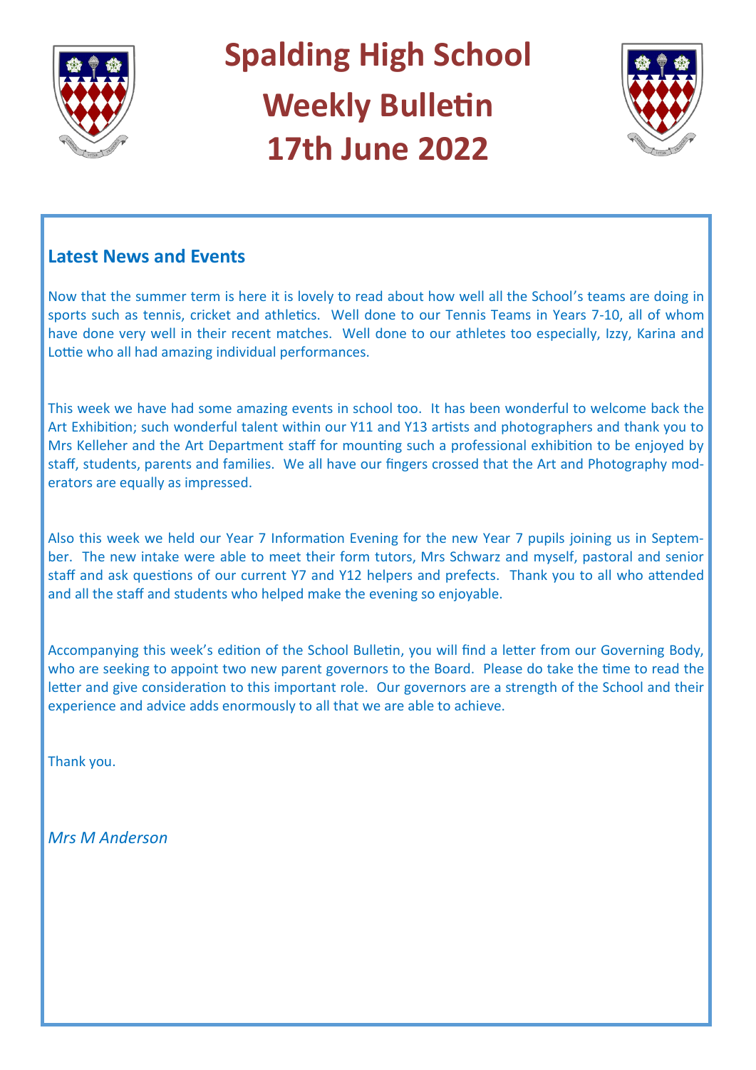# Spalding High School
# Weekly Bulletin
# 17th June 2022

## Latest News and Events

Now that the summer term is here it is lovely to read about how well all the School's teams are doing in sports such as tennis, cricket and athletics. Well done to our Tennis Teams in Years 7-10, all of whom have done very well in their recent matches. Well done to our athletes too especially, Izzy, Karina and Lottie who all had amazing individual performances.

This week we have had some amazing events in school too. It has been wonderful to welcome back the Art Exhibition; such wonderful talent within our Y11 and Y13 artists and photographers and thank you to Mrs Kelleher and the Art Department staff for mounting such a professional exhibition to be enjoyed by staff, students, parents and families. We all have our fingers crossed that the Art and Photography moderators are equally as impressed.

Also this week we held our Year 7 Information Evening for the new Year 7 pupils joining us in September. The new intake were able to meet their form tutors, Mrs Schwarz and myself, pastoral and senior staff and ask questions of our current Y7 and Y12 helpers and prefects. Thank you to all who attended and all the staff and students who helped make the evening so enjoyable.

Accompanying this week's edition of the School Bulletin, you will find a letter from our Governing Body, who are seeking to appoint two new parent governors to the Board. Please do take the time to read the letter and give consideration to this important role. Our governors are a strength of the School and their experience and advice adds enormously to all that we are able to achieve.

Thank you.

*Mrs M Anderson*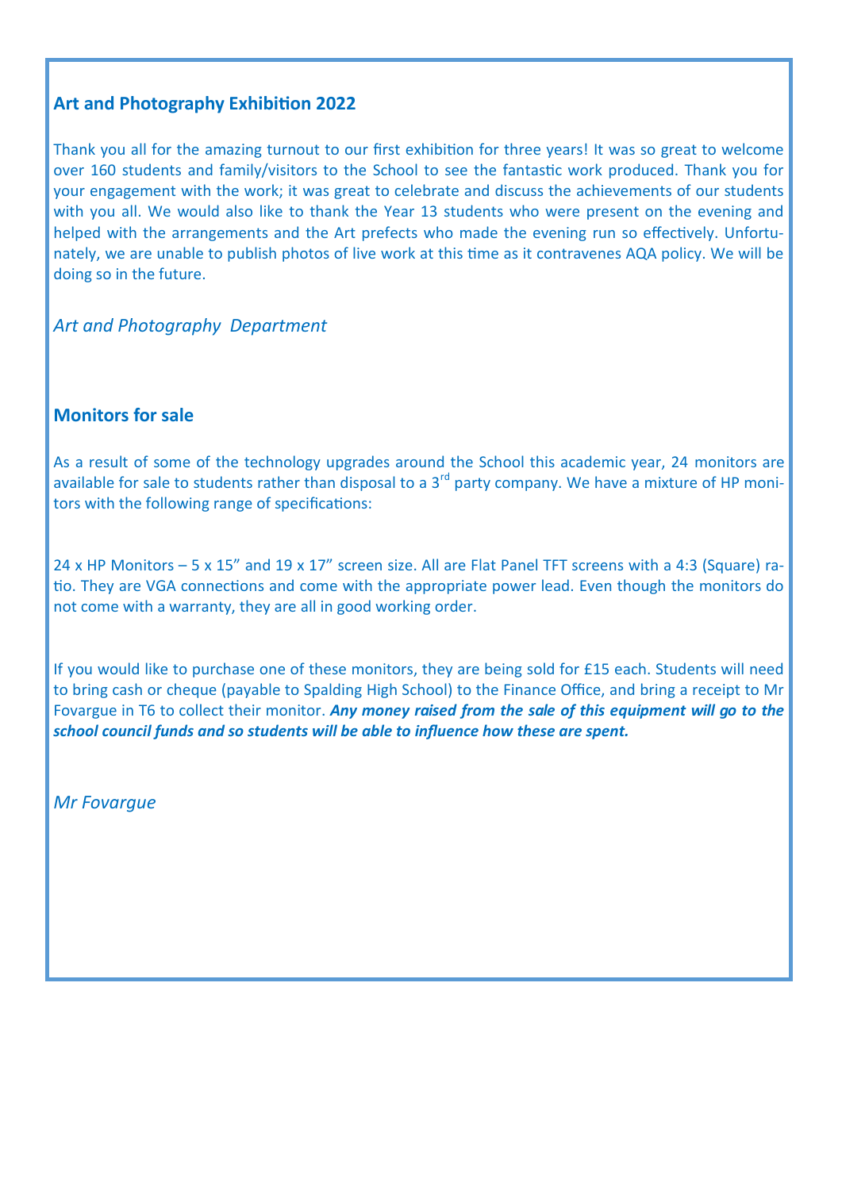## Art and Photography Exhibition 2022

Thank you all for the amazing turnout to our first exhibition for three years! It was so great to welcome over 160 students and family/visitors to the School to see the fantastic work produced. Thank you for your engagement with the work; it was great to celebrate and discuss the achievements of our students with you all. We would also like to thank the Year 13 students who were present on the evening and helped with the arrangements and the Art prefects who made the evening run so effectively. Unfortunately, we are unable to publish photos of live work at this time as it contravenes AQA policy. We will be doing so in the future.

*Art and Photography Department*

## Monitors for sale

As a result of some of the technology upgrades around the School this academic year, 24 monitors are available for sale to students rather than disposal to a 3rd party company. We have a mixture of HP monitors with the following range of specifications:

24 x HP Monitors – 5 x 15" and 19 x 17" screen size. All are Flat Panel TFT screens with a 4:3 (Square) ratio. They are VGA connections and come with the appropriate power lead. Even though the monitors do not come with a warranty, they are all in good working order.

If you would like to purchase one of these monitors, they are being sold for £15 each. Students will need to bring cash or cheque (payable to Spalding High School) to the Finance Office, and bring a receipt to Mr Fovargue in T6 to collect their monitor. ***Any money raised from the sale of this equipment will go to the school council funds and so students will be able to influence how these are spent.***

*Mr Fovargue*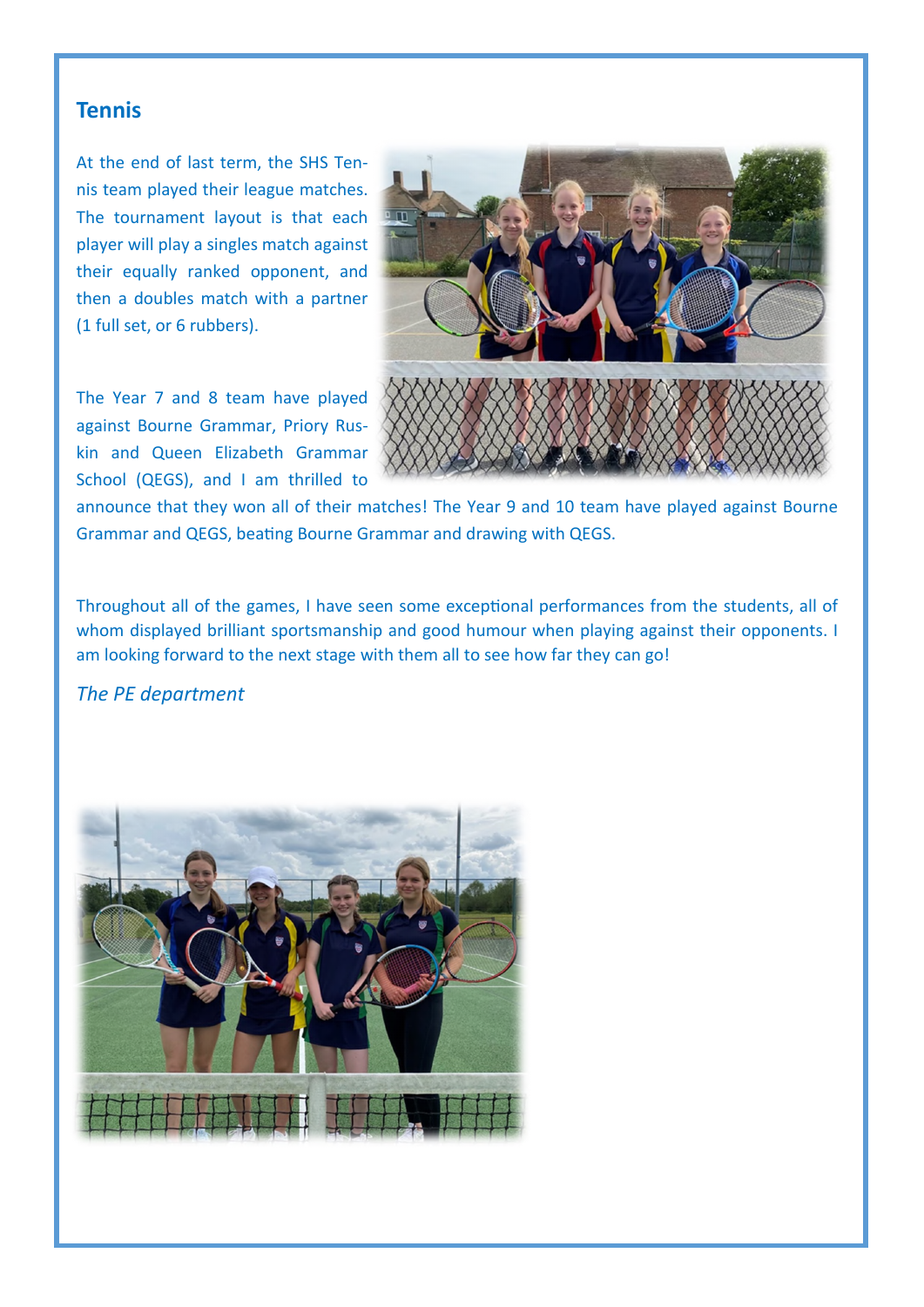## Tennis

At the end of last term, the SHS Tennis team played their league matches. The tournament layout is that each player will play a singles match against their equally ranked opponent, and then a doubles match with a partner (1 full set, or 6 rubbers).

The Year 7 and 8 team have played against Bourne Grammar, Priory Ruskin and Queen Elizabeth Grammar School (QEGS), and I am thrilled to announce that they won all of their matches! The Year 9 and 10 team have played against Bourne Grammar and QEGS, beating Bourne Grammar and drawing with QEGS.

Throughout all of the games, I have seen some exceptional performances from the students, all of whom displayed brilliant sportsmanship and good humour when playing against their opponents. I am looking forward to the next stage with them all to see how far they can go!

*The PE department*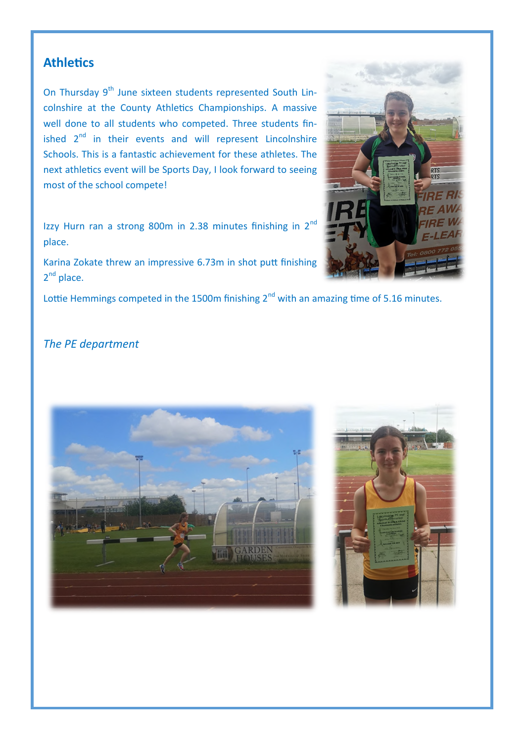## Athletics

On Thursday 9th June sixteen students represented South Lincolnshire at the County Athletics Championships. A massive well done to all students who competed. Three students finished 2nd in their events and will represent Lincolnshire Schools. This is a fantastic achievement for these athletes. The next athletics event will be Sports Day, I look forward to seeing most of the school compete!

Izzy Hurn ran a strong 800m in 2.38 minutes finishing in 2nd place.

Karina Zokate threw an impressive 6.73m in shot putt finishing 2nd place.

Lottie Hemmings competed in the 1500m finishing 2nd with an amazing time of 5.16 minutes.

*The PE department*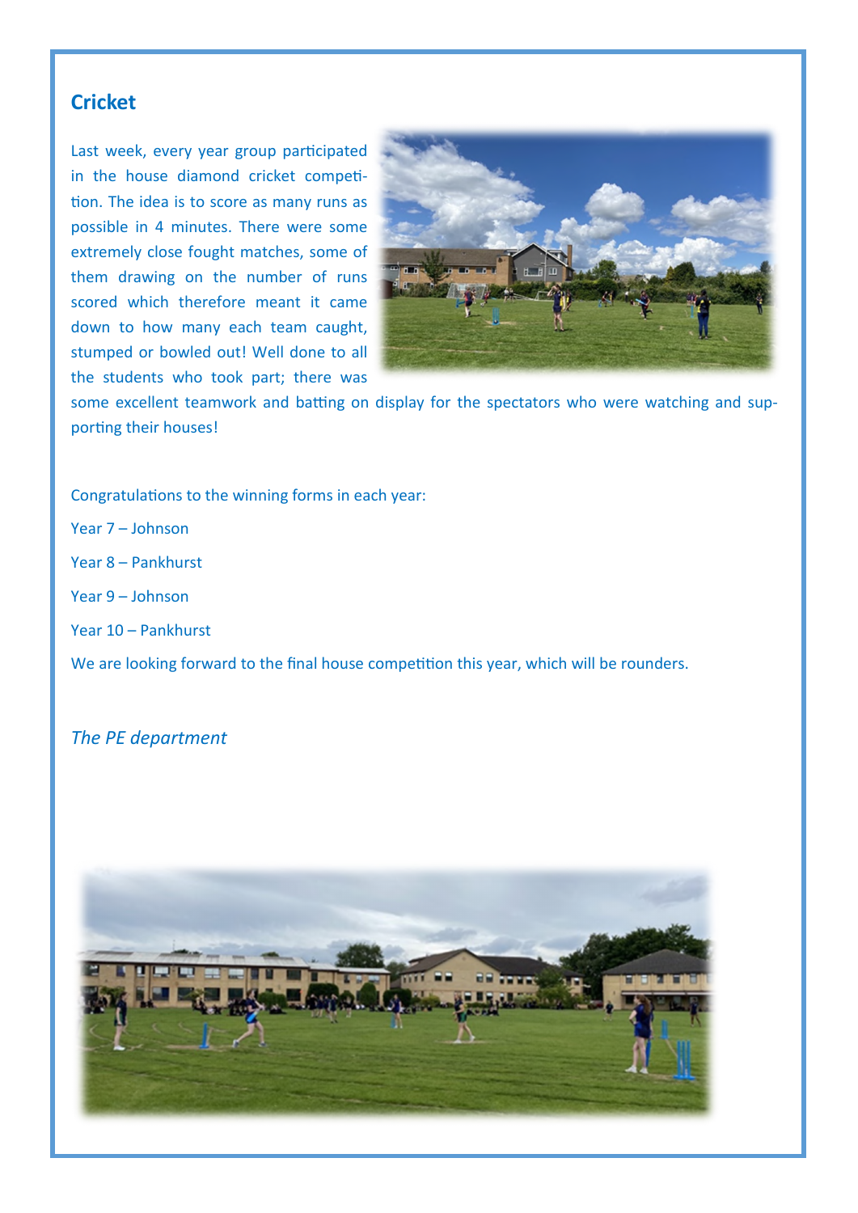## Cricket

Last week, every year group participated in the house diamond cricket competition. The idea is to score as many runs as possible in 4 minutes. There were some extremely close fought matches, some of them drawing on the number of runs scored which therefore meant it came down to how many each team caught, stumped or bowled out! Well done to all the students who took part; there was some excellent teamwork and batting on display for the spectators who were watching and supporting their houses!

Congratulations to the winning forms in each year:

Year 7 – Johnson

Year 8 – Pankhurst

Year 9 – Johnson

Year 10 – Pankhurst

We are looking forward to the final house competition this year, which will be rounders.

*The PE department*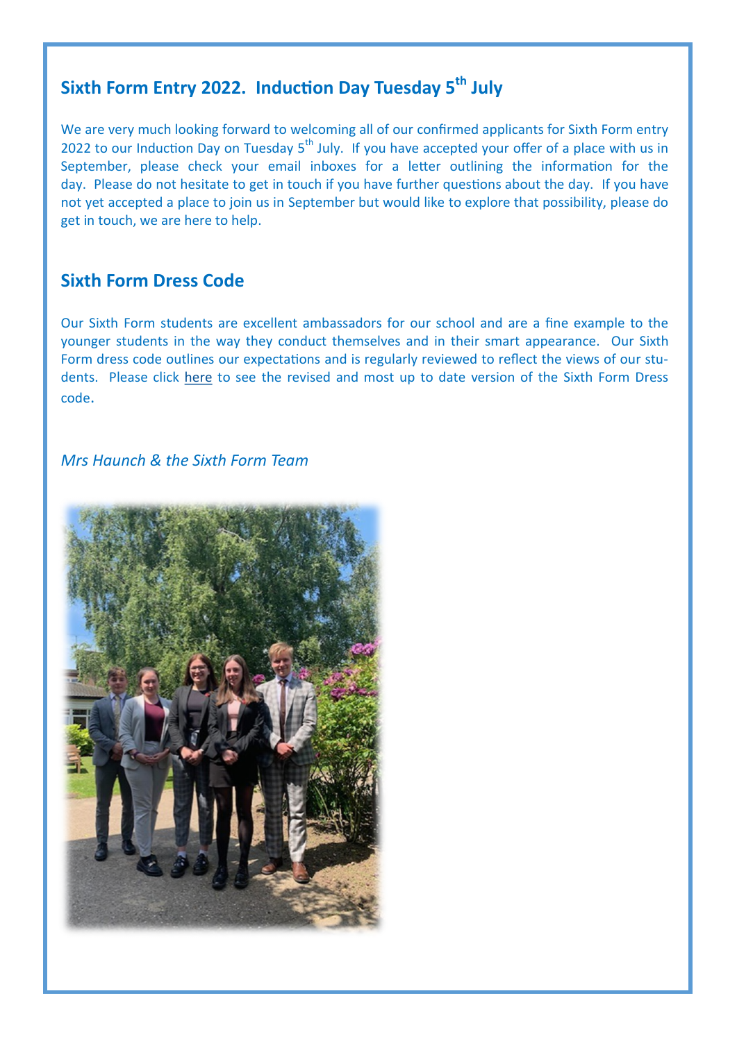## Sixth Form Entry 2022. Induction Day Tuesday 5th July

We are very much looking forward to welcoming all of our confirmed applicants for Sixth Form entry 2022 to our Induction Day on Tuesday 5th July. If you have accepted your offer of a place with us in September, please check your email inboxes for a letter outlining the information for the day. Please do not hesitate to get in touch if you have further questions about the day. If you have not yet accepted a place to join us in September but would like to explore that possibility, please do get in touch, we are here to help.

## Sixth Form Dress Code

Our Sixth Form students are excellent ambassadors for our school and are a fine example to the younger students in the way they conduct themselves and in their smart appearance. Our Sixth Form dress code outlines our expectations and is regularly reviewed to reflect the views of our students. Please click here to see the revised and most up to date version of the Sixth Form Dress code.

*Mrs Haunch & the Sixth Form Team*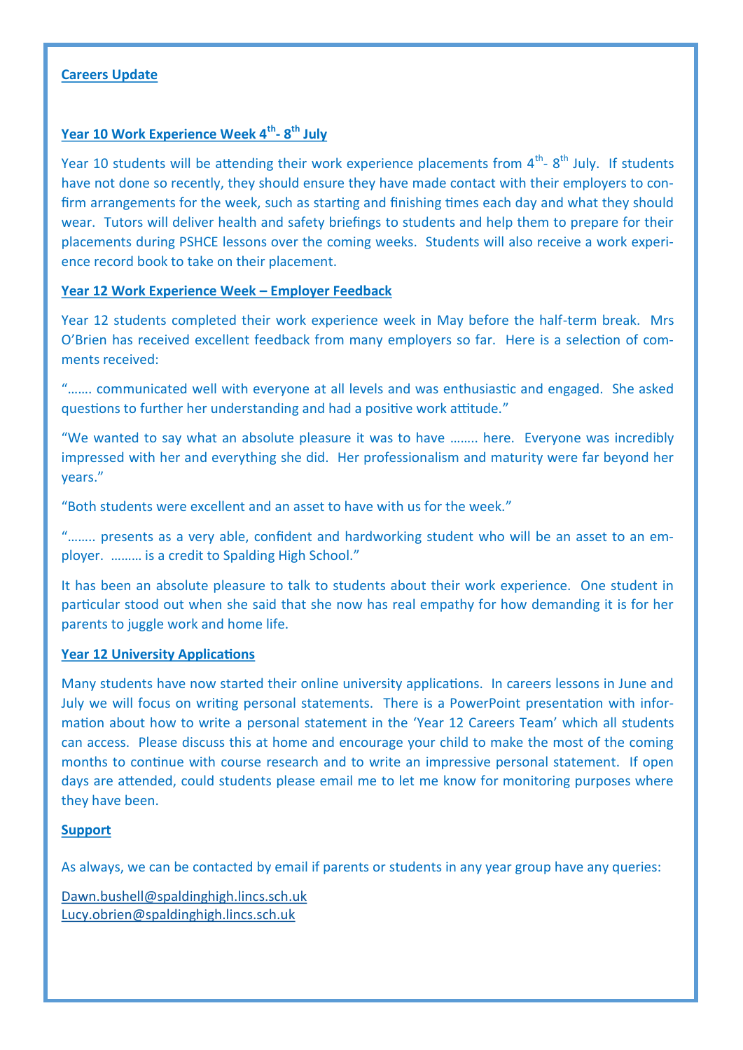## Careers Update

### Year 10 Work Experience Week 4th- 8th July

Year 10 students will be attending their work experience placements from 4th- 8th July. If students have not done so recently, they should ensure they have made contact with their employers to confirm arrangements for the week, such as starting and finishing times each day and what they should wear. Tutors will deliver health and safety briefings to students and help them to prepare for their placements during PSHCE lessons over the coming weeks. Students will also receive a work experience record book to take on their placement.

### Year 12 Work Experience Week – Employer Feedback

Year 12 students completed their work experience week in May before the half-term break. Mrs O'Brien has received excellent feedback from many employers so far. Here is a selection of comments received:

"……. communicated well with everyone at all levels and was enthusiastic and engaged. She asked questions to further her understanding and had a positive work attitude."

"We wanted to say what an absolute pleasure it was to have …….. here. Everyone was incredibly impressed with her and everything she did. Her professionalism and maturity were far beyond her years."

"Both students were excellent and an asset to have with us for the week."

"…….. presents as a very able, confident and hardworking student who will be an asset to an employer. ……… is a credit to Spalding High School."

It has been an absolute pleasure to talk to students about their work experience. One student in particular stood out when she said that she now has real empathy for how demanding it is for her parents to juggle work and home life.

### Year 12 University Applications

Many students have now started their online university applications. In careers lessons in June and July we will focus on writing personal statements. There is a PowerPoint presentation with information about how to write a personal statement in the 'Year 12 Careers Team' which all students can access. Please discuss this at home and encourage your child to make the most of the coming months to continue with course research and to write an impressive personal statement. If open days are attended, could students please email me to let me know for monitoring purposes where they have been.

### Support

As always, we can be contacted by email if parents or students in any year group have any queries:

Dawn.bushell@spaldinghigh.lincs.sch.uk
Lucy.obrien@spaldinghigh.lincs.sch.uk